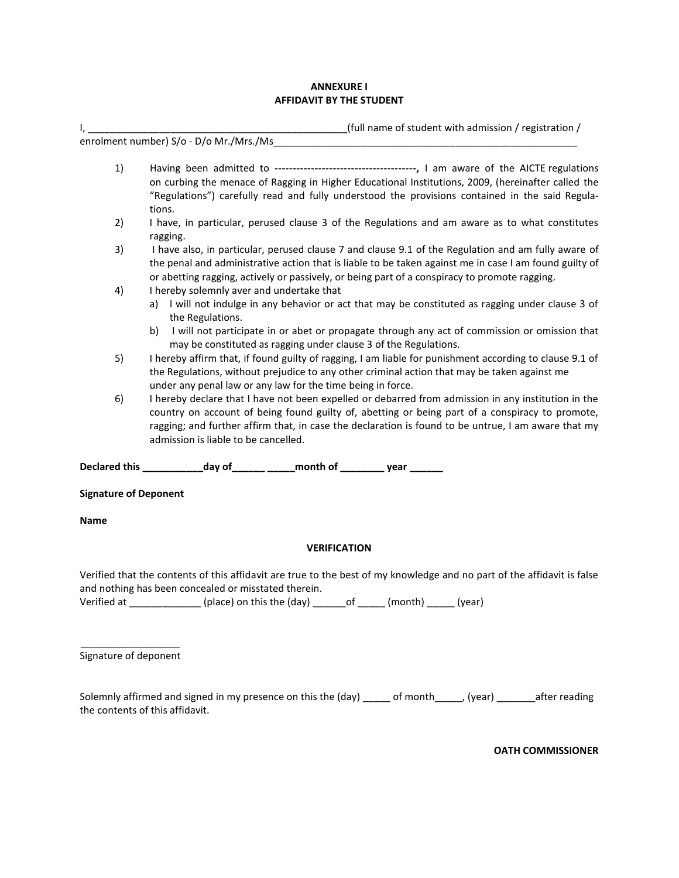**ANNEXURE I**
**AFFIDAVIT BY THE STUDENT**

I, ________________________________________________(full name of student with admission / registration / enrolment number) S/o - D/o Mr./Mrs./Ms__________________________________________________________

1) Having been admitted to **---------------------------------------,** I am aware of the AICTE regulations on curbing the menace of Ragging in Higher Educational Institutions, 2009, (hereinafter called the "Regulations") carefully read and fully understood the provisions contained in the said Regulations.
2) I have, in particular, perused clause 3 of the Regulations and am aware as to what constitutes ragging.
3) I have also, in particular, perused clause 7 and clause 9.1 of the Regulation and am fully aware of the penal and administrative action that is liable to be taken against me in case I am found guilty of or abetting ragging, actively or passively, or being part of a conspiracy to promote ragging.
4) I hereby solemnly aver and undertake that
   a) I will not indulge in any behavior or act that may be constituted as ragging under clause 3 of the Regulations.
   b) I will not participate in or abet or propagate through any act of commission or omission that may be constituted as ragging under clause 3 of the Regulations.
5) I hereby affirm that, if found guilty of ragging, I am liable for punishment according to clause 9.1 of the Regulations, without prejudice to any other criminal action that may be taken against me under any penal law or any law for the time being in force.
6) I hereby declare that I have not been expelled or debarred from admission in any institution in the country on account of being found guilty of, abetting or being part of a conspiracy to promote, ragging; and further affirm that, in case the declaration is found to be untrue, I am aware that my admission is liable to be cancelled.

**Declared this ___________day of______ _____month of ________ year ______**

**Signature of Deponent**

**Name**

**VERIFICATION**

Verified that the contents of this affidavit are true to the best of my knowledge and no part of the affidavit is false and nothing has been concealed or misstated therein.
Verified at _____________ (place) on this the (day) ______of _____ (month) _____ (year)

__________________
Signature of deponent

Solemnly affirmed and signed in my presence on this the (day) _____ of month_____, (year) _______after reading the contents of this affidavit.

**OATH COMMISSIONER**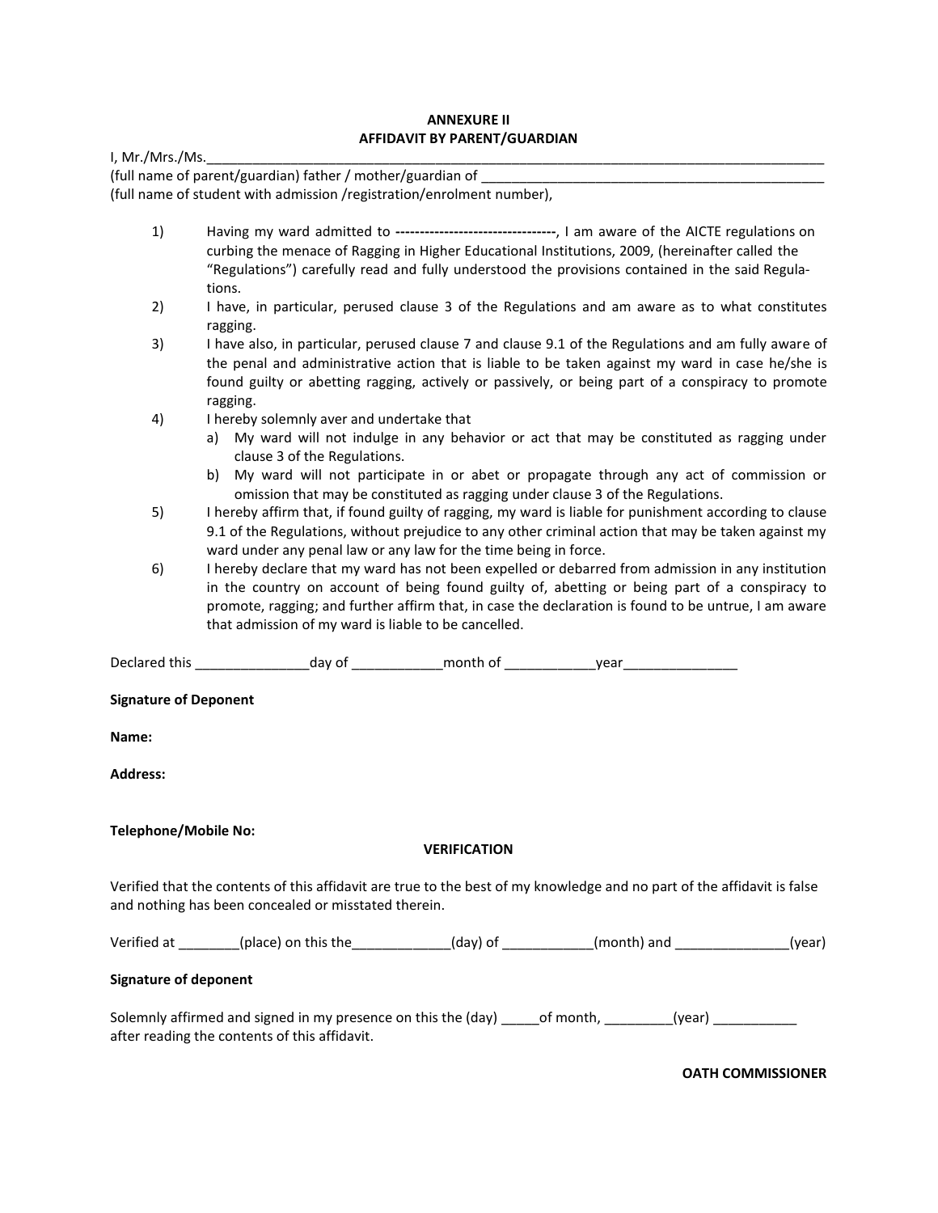**ANNEXURE II**
**AFFIDAVIT BY PARENT/GUARDIAN**

I, Mr./Mrs./Ms.\_\_\_\_\_\_\_\_\_\_\_\_\_\_\_\_\_\_\_\_\_\_\_\_\_\_\_\_\_\_\_\_\_\_\_\_\_\_\_\_\_\_\_\_\_\_\_\_\_\_\_\_\_\_\_\_\_\_\_\_\_\_\_\_\_\_\_\_\_\_\_\_\_\_\_\_
(full name of parent/guardian) father / mother/guardian of \_\_\_\_\_\_\_\_\_\_\_\_\_\_\_\_\_\_\_\_\_\_\_\_\_\_\_\_\_\_\_\_\_\_\_\_\_\_\_\_\_\_\_\_\_\_\_\_
(full name of student with admission /registration/enrolment number),

1) Having my ward admitted to --------------------------------, I am aware of the AICTE regulations on curbing the menace of Ragging in Higher Educational Institutions, 2009, (hereinafter called the "Regulations") carefully read and fully understood the provisions contained in the said Regulations.
2) I have, in particular, perused clause 3 of the Regulations and am aware as to what constitutes ragging.
3) I have also, in particular, perused clause 7 and clause 9.1 of the Regulations and am fully aware of the penal and administrative action that is liable to be taken against my ward in case he/she is found guilty or abetting ragging, actively or passively, or being part of a conspiracy to promote ragging.
4) I hereby solemnly aver and undertake that
   a) My ward will not indulge in any behavior or act that may be constituted as ragging under clause 3 of the Regulations.
   b) My ward will not participate in or abet or propagate through any act of commission or omission that may be constituted as ragging under clause 3 of the Regulations.
5) I hereby affirm that, if found guilty of ragging, my ward is liable for punishment according to clause 9.1 of the Regulations, without prejudice to any other criminal action that may be taken against my ward under any penal law or any law for the time being in force.
6) I hereby declare that my ward has not been expelled or debarred from admission in any institution in the country on account of being found guilty of, abetting or being part of a conspiracy to promote, ragging; and further affirm that, in case the declaration is found to be untrue, I am aware that admission of my ward is liable to be cancelled.

Declared this \_\_\_\_\_\_\_\_\_\_\_\_\_\_\_day of \_\_\_\_\_\_\_\_\_\_\_\_month of \_\_\_\_\_\_\_\_\_\_\_\_year\_\_\_\_\_\_\_\_\_\_\_\_\_\_\_

**Signature of Deponent**

**Name:**

**Address:**

**Telephone/Mobile No:**

**VERIFICATION**

Verified that the contents of this affidavit are true to the best of my knowledge and no part of the affidavit is false and nothing has been concealed or misstated therein.

Verified at \_\_\_\_\_\_\_\_(place) on this the\_\_\_\_\_\_\_\_\_\_\_\_\_(day) of \_\_\_\_\_\_\_\_\_\_\_\_(month) and \_\_\_\_\_\_\_\_\_\_\_\_\_\_\_(year)

**Signature of deponent**

Solemnly affirmed and signed in my presence on this the (day) \_\_\_\_\_of month, \_\_\_\_\_\_\_\_\_(year) \_\_\_\_\_\_\_\_\_\_\_ after reading the contents of this affidavit.

**OATH COMMISSIONER**